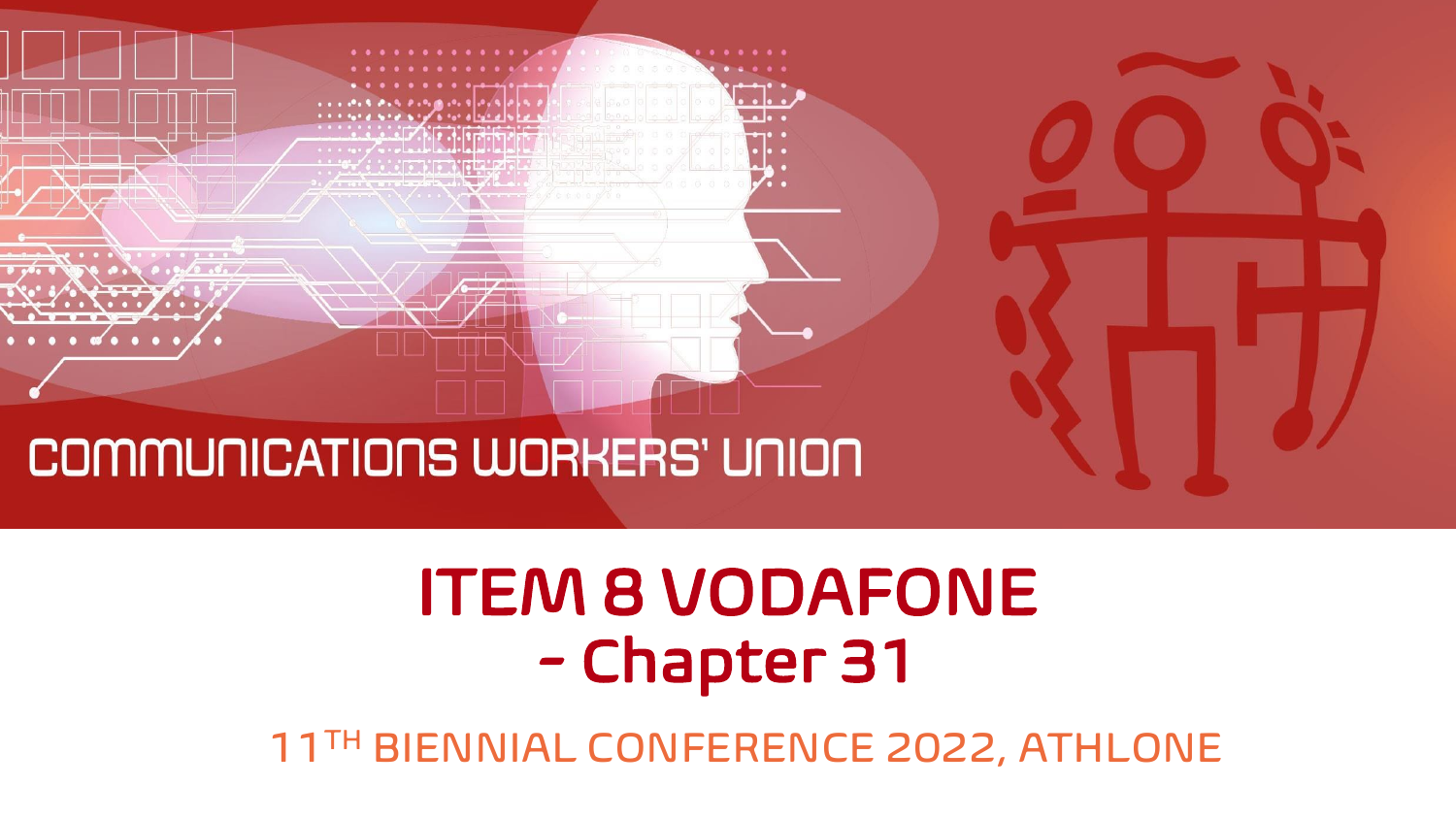COMMUNICATIONS WORKERS' UNION

# ITEM 8 VODAFONE - Chapter 31

11TH BIENNIAL CONFERENCE 2022, ATHLONE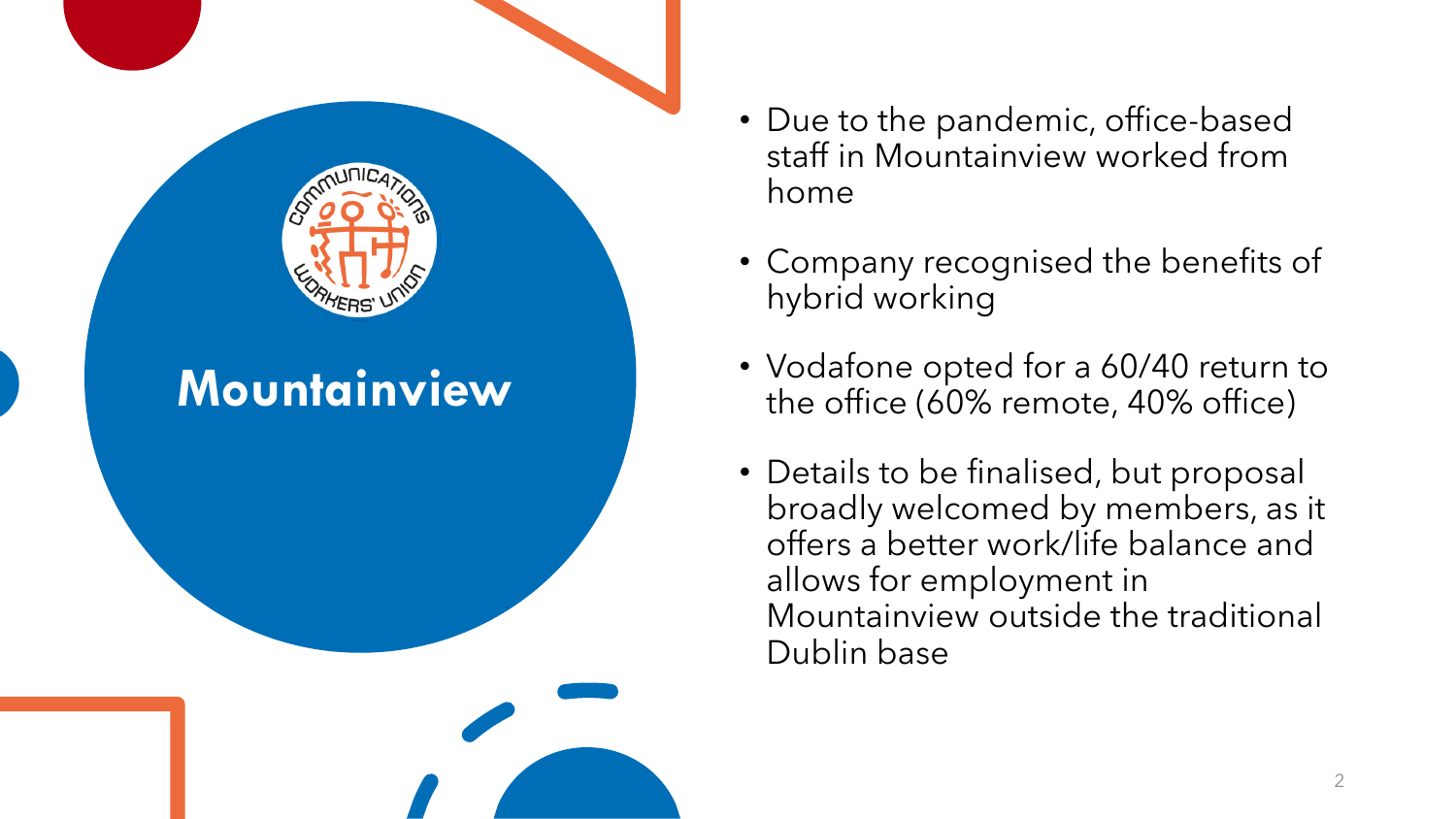# Mountainview

- Due to the pandemic, office-based staff in Mountainview worked from home
- Company recognised the benefits of hybrid working
- Vodafone opted for a 60/40 return to the office (60% remote, 40% office)
- Details to be finalised, but proposal broadly welcomed by members, as it offers a better work/life balance and allows for employment in Mountainview outside the traditional Dublin base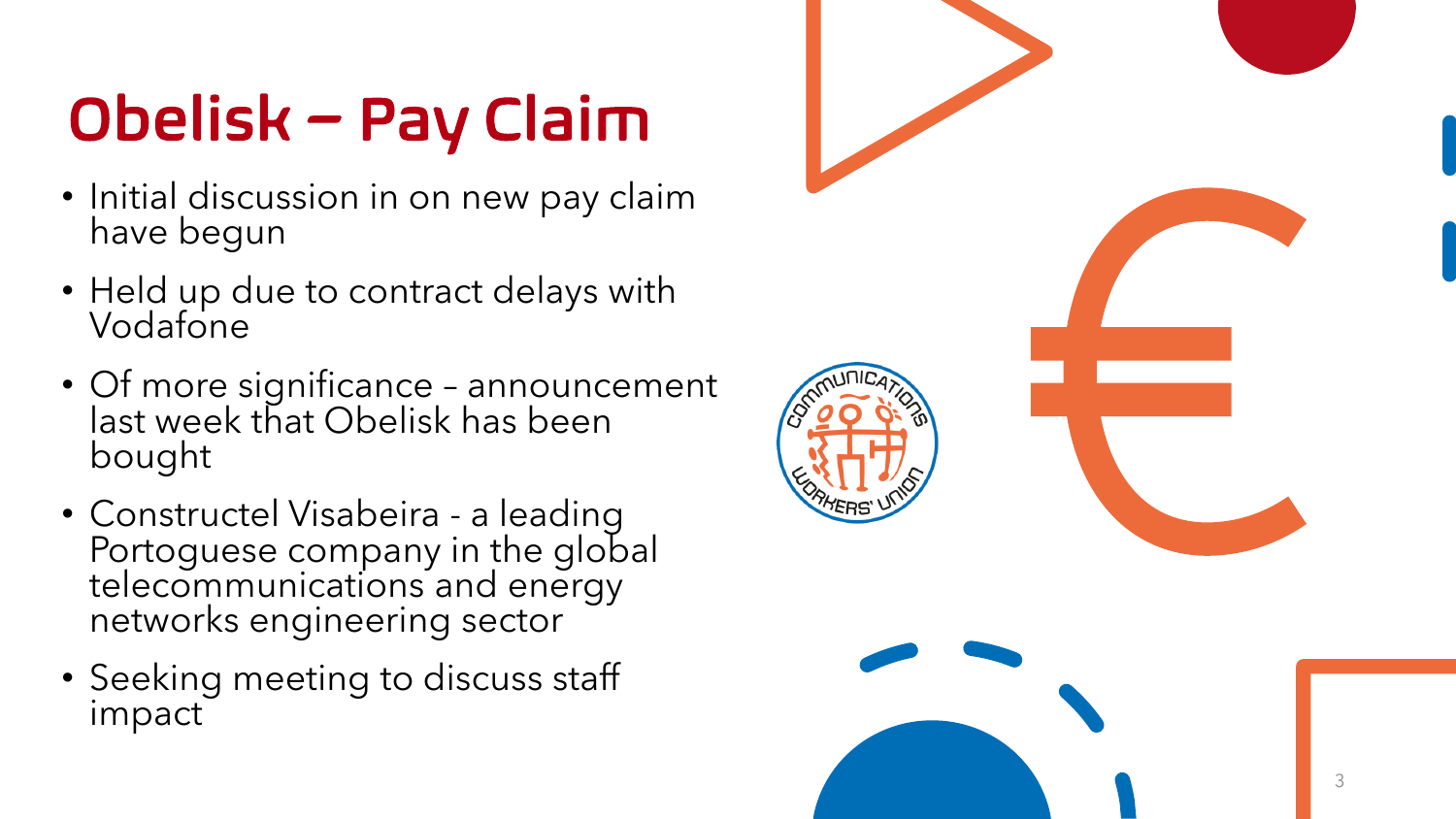# Obelisk – Pay Claim

- Initial discussion in on new pay claim have begun
- Held up due to contract delays with Vodafone
- Of more significance – announcement last week that Obelisk has been bought
- Constructel Visabeira - a leading Portoguese company in the global telecommunications and energy networks engineering sector
- Seeking meeting to discuss staff impact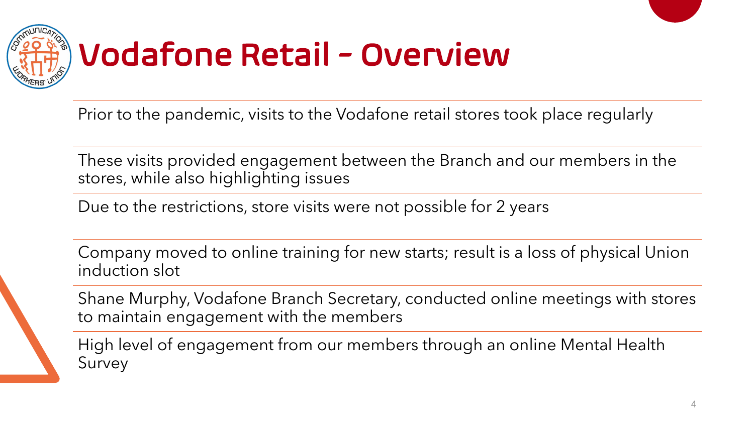# Vodafone Retail – Overview

Prior to the pandemic, visits to the Vodafone retail stores took place regularly

These visits provided engagement between the Branch and our members in the stores, while also highlighting issues

Due to the restrictions, store visits were not possible for 2 years

Company moved to online training for new starts; result is a loss of physical Union induction slot

Shane Murphy, Vodafone Branch Secretary, conducted online meetings with stores to maintain engagement with the members

High level of engagement from our members through an online Mental Health Survey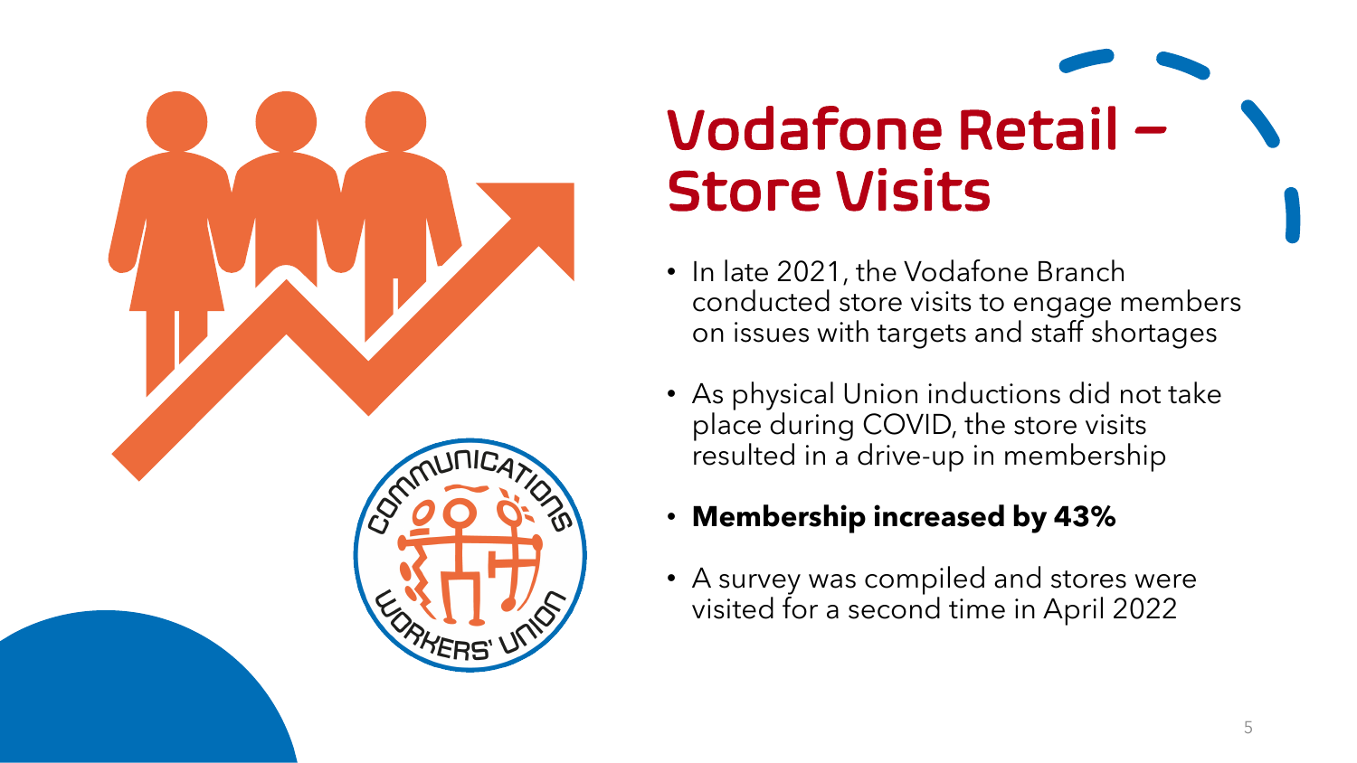# Vodafone Retail – Store Visits

- In late 2021, the Vodafone Branch conducted store visits to engage members on issues with targets and staff shortages
- As physical Union inductions did not take place during COVID, the store visits resulted in a drive-up in membership
- **Membership increased by 43%**
- A survey was compiled and stores were visited for a second time in April 2022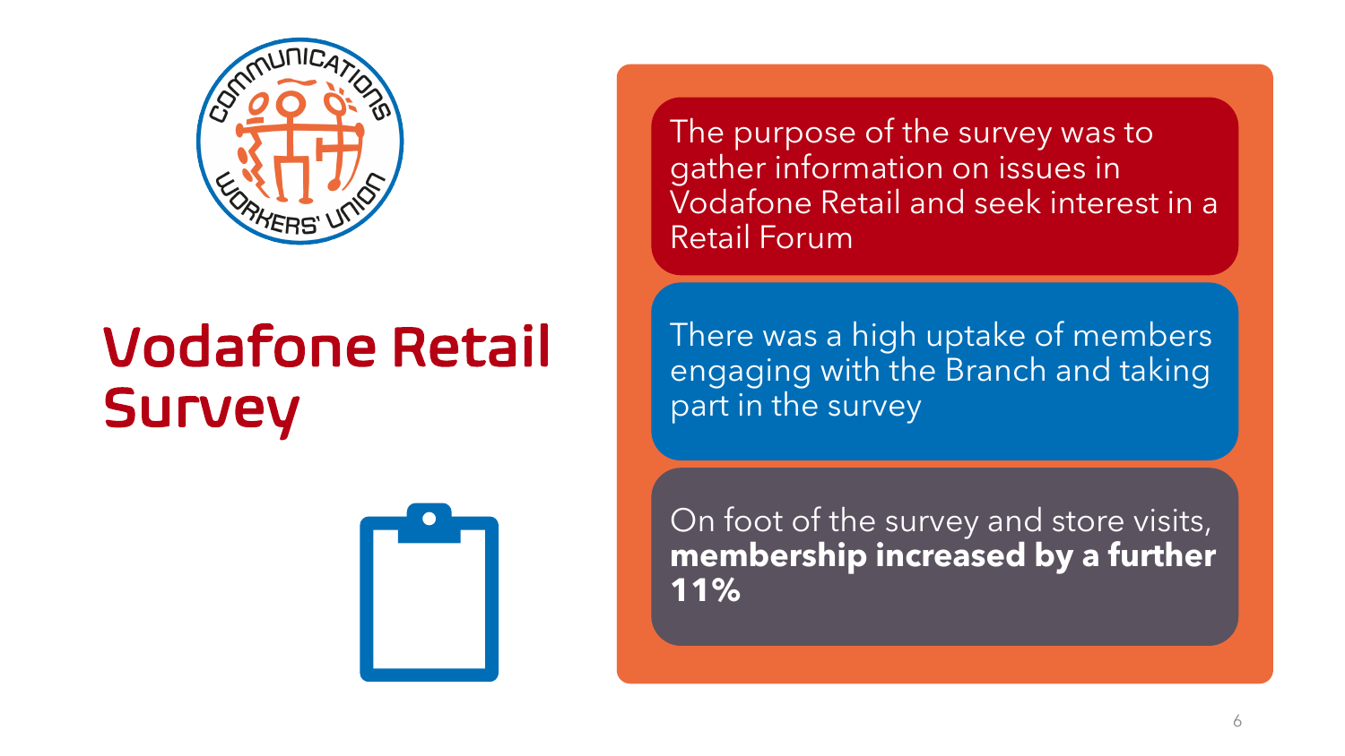# Vodafone Retail Survey

The purpose of the survey was to gather information on issues in Vodafone Retail and seek interest in a Retail Forum

There was a high uptake of members engaging with the Branch and taking part in the survey

On foot of the survey and store visits, **membership increased by a further 11%**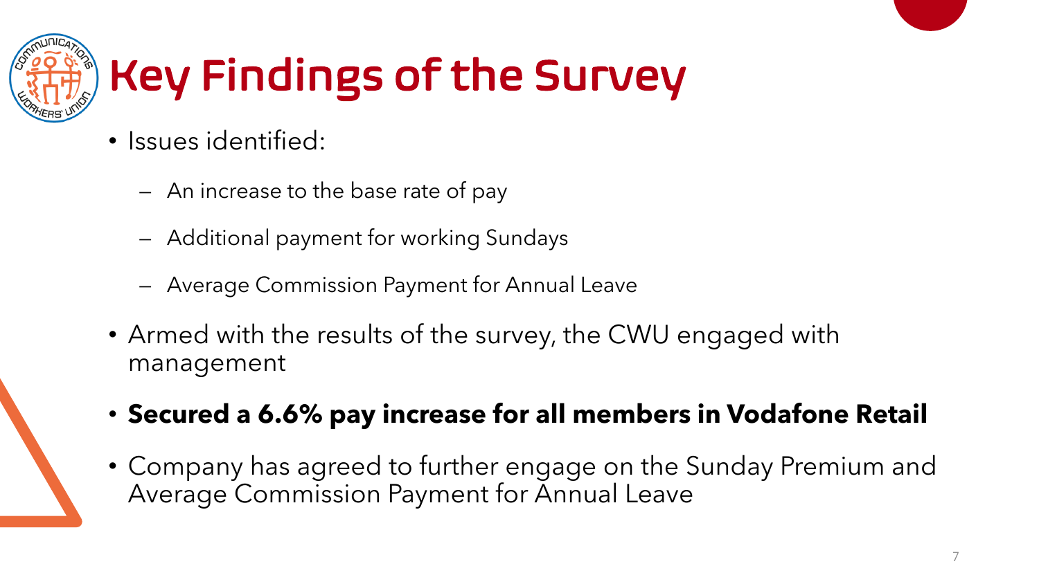# Key Findings of the Survey

- Issues identified:
  - An increase to the base rate of pay
  - Additional payment for working Sundays
  - Average Commission Payment for Annual Leave
- Armed with the results of the survey, the CWU engaged with management
- **Secured a 6.6% pay increase for all members in Vodafone Retail**
- Company has agreed to further engage on the Sunday Premium and Average Commission Payment for Annual Leave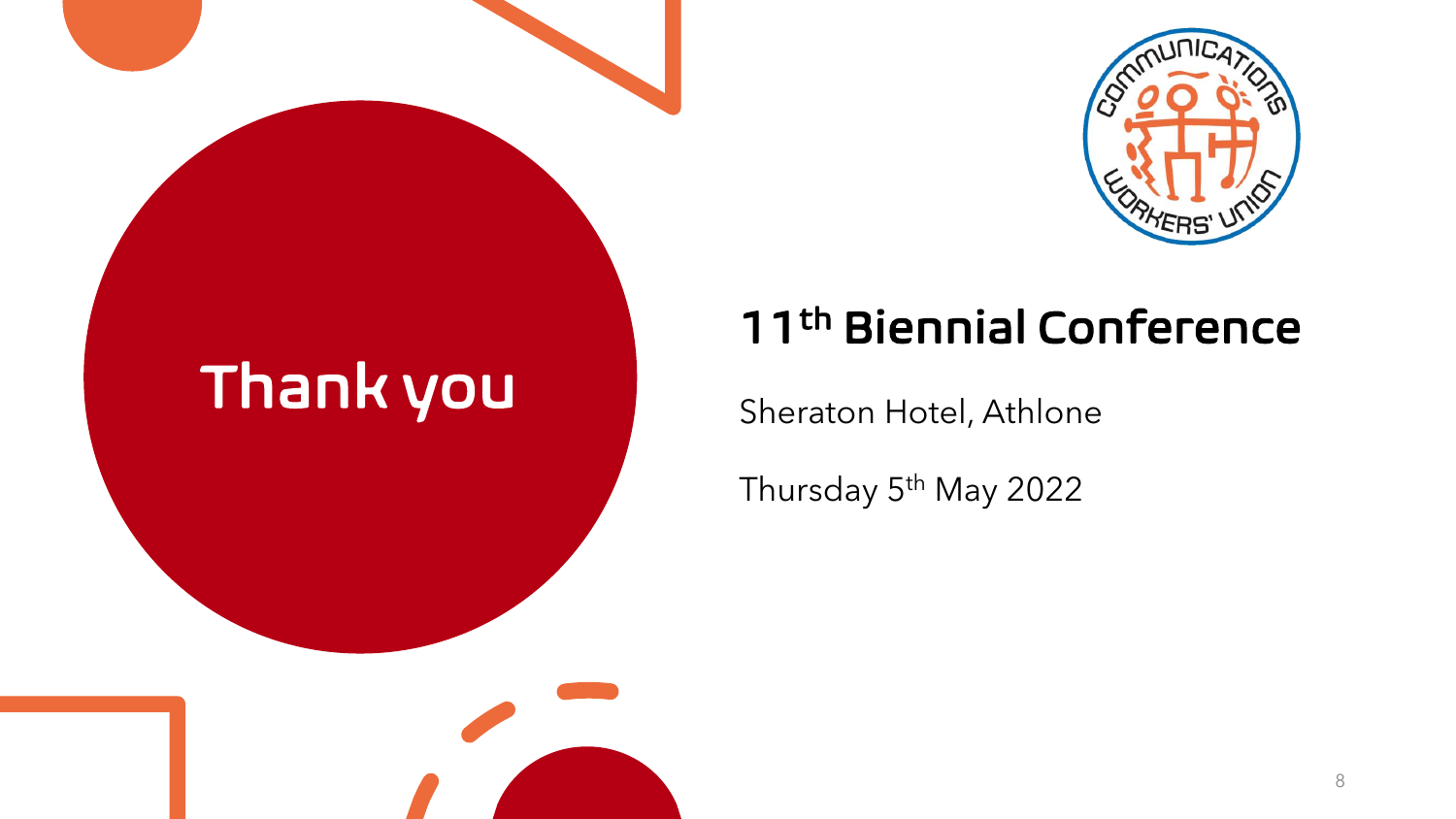# Thank you

## 11th Biennial Conference

Sheraton Hotel, Athlone

Thursday 5th May 2022